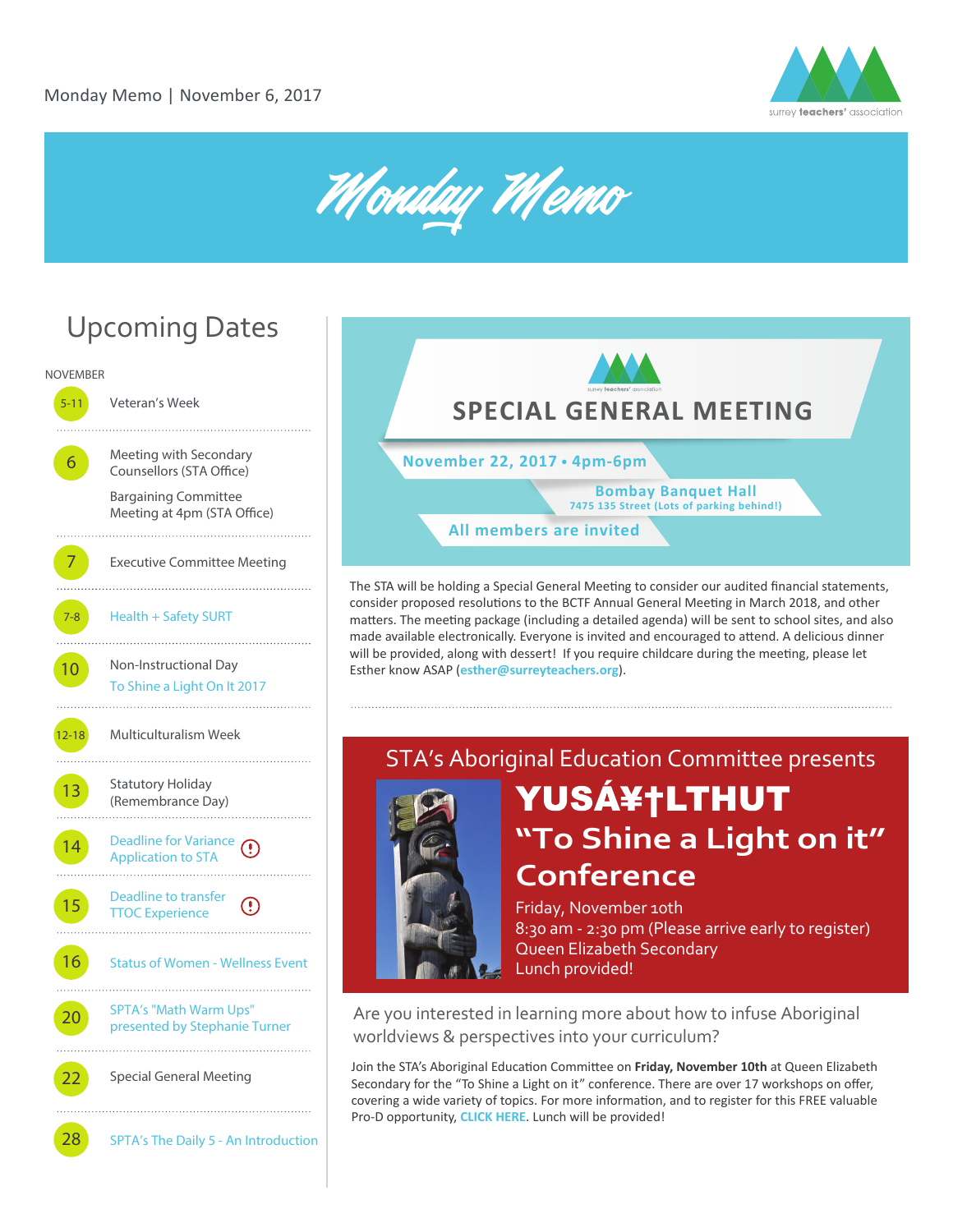Monday Memo | November 6, 2017

# Monday Memo

## Upcoming Dates

NOVEMBER

| Date | Event |
|---|---|
| 5-11 | Veteran's Week |
| 6 | Meeting with Secondary Counsellors (STA Office)<br>Bargaining Committee Meeting at 4pm (STA Office) |
| 7 | Executive Committee Meeting |
| 7-8 | Health + Safety SURT |
| 10 | Non-Instructional Day<br>To Shine a Light On It 2017 |
| 12-18 | Multiculturalism Week |
| 13 | Statutory Holiday (Remembrance Day) |
| 14 | Deadline for Variance Application to STA (!) |
| 15 | Deadline to transfer TTOC Experience (!) |
| 16 | Status of Women - Wellness Event |
| 20 | SPTA's "Math Warm Ups" presented by Stephanie Turner |
| 22 | Special General Meeting |
| 28 | SPTA's The Daily 5 - An Introduction |

## SPECIAL GENERAL MEETING

**November 22, 2017 • 4pm-6pm**

**Bombay Banquet Hall**
7475 135 Street (Lots of parking behind!)

**All members are invited**

The STA will be holding a Special General Meeting to consider our audited financial statements, consider proposed resolutions to the BCTF Annual General Meeting in March 2018, and other matters. The meeting package (including a detailed agenda) will be sent to school sites, and also made available electronically. Everyone is invited and encouraged to attend. A delicious dinner will be provided, along with dessert! If you require childcare during the meeting, please let Esther know ASAP (esther@surreyteachers.org).

STA's Aboriginal Education Committee presents

## YUSÁ¥†LTHUT "To Shine a Light on it" Conference

Friday, November 10th
8:30 am - 2:30 pm (Please arrive early to register)
Queen Elizabeth Secondary
Lunch provided!

Are you interested in learning more about how to infuse Aboriginal worldviews & perspectives into your curriculum?

Join the STA's Aboriginal Education Committee on **Friday, November 10th** at Queen Elizabeth Secondary for the "To Shine a Light on it" conference. There are over 17 workshops on offer, covering a wide variety of topics. For more information, and to register for this FREE valuable Pro-D opportunity, CLICK HERE. Lunch will be provided!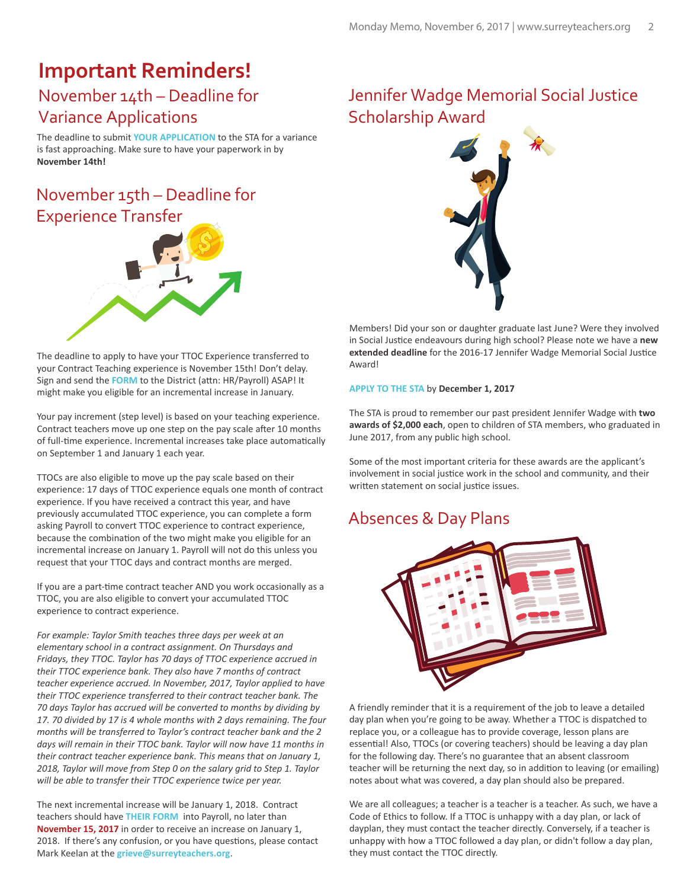# Important Reminders!

## November 14th – Deadline for Variance Applications

The deadline to submit **YOUR APPLICATION** to the STA for a variance is fast approaching. Make sure to have your paperwork in by **November 14th!**

## November 15th – Deadline for Experience Transfer

The deadline to apply to have your TTOC Experience transferred to your Contract Teaching experience is November 15th! Don't delay. Sign and send the **FORM** to the District (attn: HR/Payroll) ASAP! It might make you eligible for an incremental increase in January.

Your pay increment (step level) is based on your teaching experience. Contract teachers move up one step on the pay scale after 10 months of full-time experience. Incremental increases take place automatically on September 1 and January 1 each year.

TTOCs are also eligible to move up the pay scale based on their experience: 17 days of TTOC experience equals one month of contract experience. If you have received a contract this year, and have previously accumulated TTOC experience, you can complete a form asking Payroll to convert TTOC experience to contract experience, because the combination of the two might make you eligible for an incremental increase on January 1. Payroll will not do this unless you request that your TTOC days and contract months are merged.

If you are a part-time contract teacher AND you work occasionally as a TTOC, you are also eligible to convert your accumulated TTOC experience to contract experience.

*For example: Taylor Smith teaches three days per week at an elementary school in a contract assignment. On Thursdays and Fridays, they TTOC. Taylor has 70 days of TTOC experience accrued in their TTOC experience bank. They also have 7 months of contract teacher experience accrued. In November, 2017, Taylor applied to have their TTOC experience transferred to their contract teacher bank. The 70 days Taylor has accrued will be converted to months by dividing by 17. 70 divided by 17 is 4 whole months with 2 days remaining. The four months will be transferred to Taylor's contract teacher bank and the 2 days will remain in their TTOC bank. Taylor will now have 11 months in their contract teacher experience bank. This means that on January 1, 2018, Taylor will move from Step 0 on the salary grid to Step 1. Taylor will be able to transfer their TTOC experience twice per year.*

The next incremental increase will be January 1, 2018. Contract teachers should have **THEIR FORM** into Payroll, no later than **November 15, 2017** in order to receive an increase on January 1, 2018. If there's any confusion, or you have questions, please contact Mark Keelan at the **grieve@surreyteachers.org**.

## Jennifer Wadge Memorial Social Justice Scholarship Award

Members! Did your son or daughter graduate last June? Were they involved in Social Justice endeavours during high school? Please note we have a **new extended deadline** for the 2016-17 Jennifer Wadge Memorial Social Justice Award!

**APPLY TO THE STA** by **December 1, 2017**

The STA is proud to remember our past president Jennifer Wadge with **two awards of $2,000 each**, open to children of STA members, who graduated in June 2017, from any public high school.

Some of the most important criteria for these awards are the applicant's involvement in social justice work in the school and community, and their written statement on social justice issues.

## Absences & Day Plans

A friendly reminder that it is a requirement of the job to leave a detailed day plan when you're going to be away. Whether a TTOC is dispatched to replace you, or a colleague has to provide coverage, lesson plans are essential! Also, TTOCs (or covering teachers) should be leaving a day plan for the following day. There's no guarantee that an absent classroom teacher will be returning the next day, so in addition to leaving (or emailing) notes about what was covered, a day plan should also be prepared.

We are all colleagues; a teacher is a teacher is a teacher. As such, we have a Code of Ethics to follow. If a TTOC is unhappy with a day plan, or lack of dayplan, they must contact the teacher directly. Conversely, if a teacher is unhappy with how a TTOC followed a day plan, or didn't follow a day plan, they must contact the TTOC directly.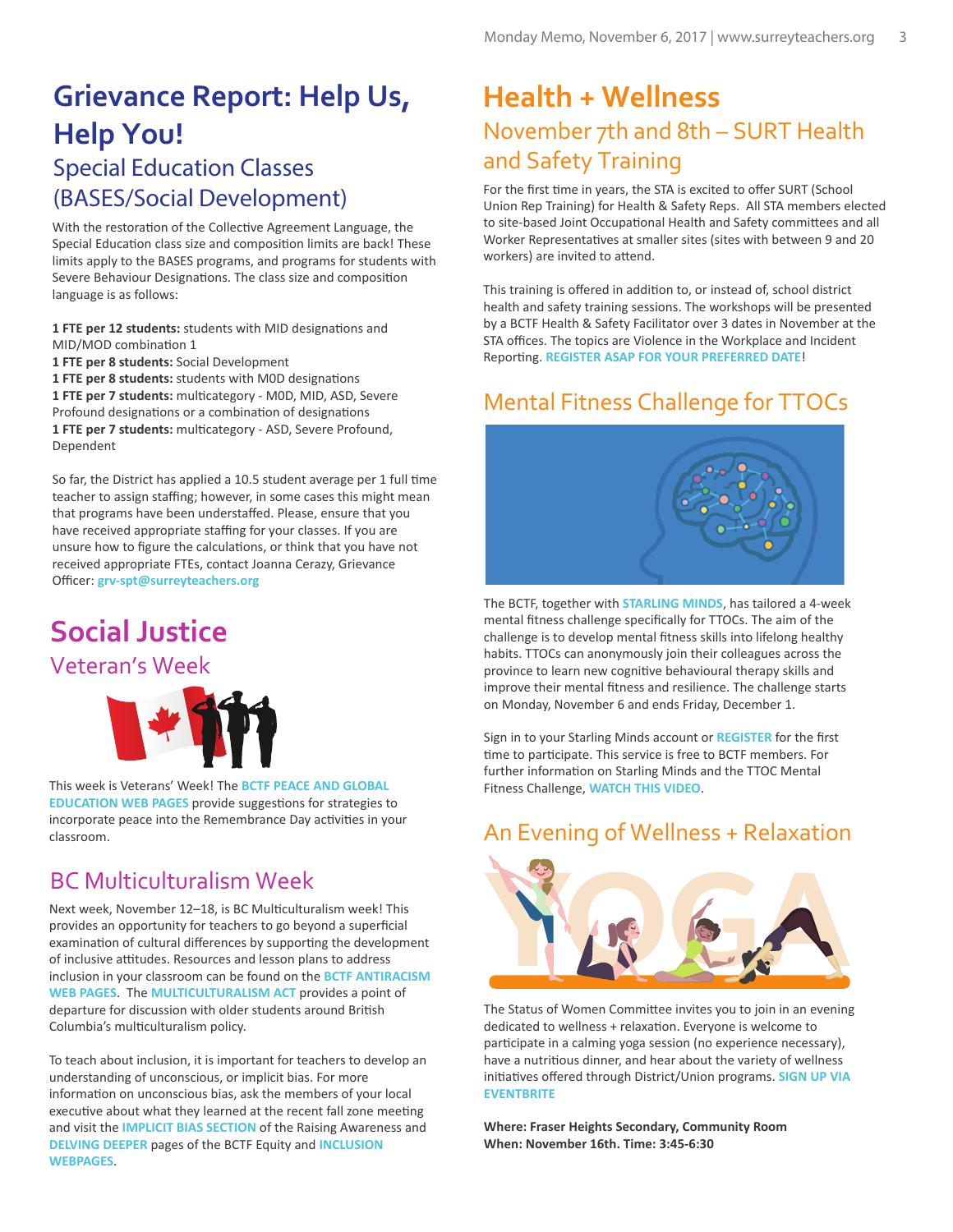# Grievance Report: Help Us, Help You!

## Special Education Classes (BASES/Social Development)

With the restoration of the Collective Agreement Language, the Special Education class size and composition limits are back! These limits apply to the BASES programs, and programs for students with Severe Behaviour Designations. The class size and composition language is as follows:

**1 FTE per 12 students:** students with MID designations and MID/MOD combination 1
**1 FTE per 8 students:** Social Development
**1 FTE per 8 students:** students with MOD designations
**1 FTE per 7 students:** multicategory - MOD, MID, ASD, Severe Profound designations or a combination of designations
**1 FTE per 7 students:** multicategory - ASD, Severe Profound, Dependent

So far, the District has applied a 10.5 student average per 1 full time teacher to assign staffing; however, in some cases this might mean that programs have been understaffed. Please, ensure that you have received appropriate staffing for your classes. If you are unsure how to figure the calculations, or think that you have not received appropriate FTEs, contact Joanna Cerazy, Grievance Officer: **grv-spt@surreyteachers.org**

# Social Justice

## Veteran's Week

This week is Veterans' Week! The **BCTF PEACE AND GLOBAL EDUCATION WEB PAGES** provide suggestions for strategies to incorporate peace into the Remembrance Day activities in your classroom.

## BC Multiculturalism Week

Next week, November 12–18, is BC Multiculturalism week! This provides an opportunity for teachers to go beyond a superficial examination of cultural differences by supporting the development of inclusive attitudes. Resources and lesson plans to address inclusion in your classroom can be found on the **BCTF ANTIRACISM WEB PAGES**. The **MULTICULTURALISM ACT** provides a point of departure for discussion with older students around British Columbia's multiculturalism policy.

To teach about inclusion, it is important for teachers to develop an understanding of unconscious, or implicit bias. For more information on unconscious bias, ask the members of your local executive about what they learned at the recent fall zone meeting and visit the **IMPLICIT BIAS SECTION** of the Raising Awareness and **DELVING DEEPER** pages of the BCTF Equity and **INCLUSION WEBPAGES**.

# Health + Wellness

## November 7th and 8th – SURT Health and Safety Training

For the first time in years, the STA is excited to offer SURT (School Union Rep Training) for Health & Safety Reps. All STA members elected to site-based Joint Occupational Health and Safety committees and all Worker Representatives at smaller sites (sites with between 9 and 20 workers) are invited to attend.

This training is offered in addition to, or instead of, school district health and safety training sessions. The workshops will be presented by a BCTF Health & Safety Facilitator over 3 dates in November at the STA offices. The topics are Violence in the Workplace and Incident Reporting. **REGISTER ASAP FOR YOUR PREFERRED DATE**!

## Mental Fitness Challenge for TTOCs

The BCTF, together with **STARLING MINDS**, has tailored a 4-week mental fitness challenge specifically for TTOCs. The aim of the challenge is to develop mental fitness skills into lifelong healthy habits. TTOCs can anonymously join their colleagues across the province to learn new cognitive behavioural therapy skills and improve their mental fitness and resilience. The challenge starts on Monday, November 6 and ends Friday, December 1.

Sign in to your Starling Minds account or **REGISTER** for the first time to participate. This service is free to BCTF members. For further information on Starling Minds and the TTOC Mental Fitness Challenge, **WATCH THIS VIDEO**.

## An Evening of Wellness + Relaxation

The Status of Women Committee invites you to join in an evening dedicated to wellness + relaxation. Everyone is welcome to participate in a calming yoga session (no experience necessary), have a nutritious dinner, and hear about the variety of wellness initiatives offered through District/Union programs. **SIGN UP VIA EVENTBRITE**

**Where: Fraser Heights Secondary, Community Room**
**When: November 16th. Time: 3:45-6:30**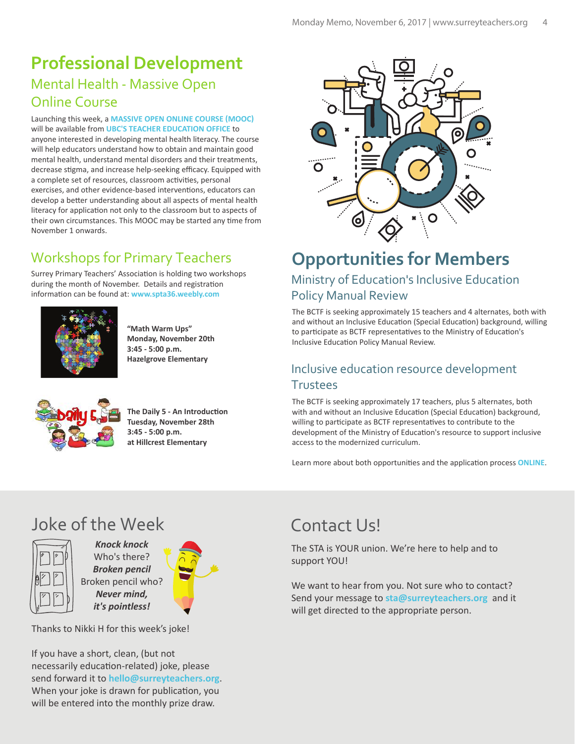# Professional Development

## Mental Health - Massive Open Online Course

Launching this week, a **MASSIVE OPEN ONLINE COURSE (MOOC)** will be available from **UBC'S TEACHER EDUCATION OFFICE** to anyone interested in developing mental health literacy. The course will help educators understand how to obtain and maintain good mental health, understand mental disorders and their treatments, decrease stigma, and increase help-seeking efficacy. Equipped with a complete set of resources, classroom activities, personal exercises, and other evidence-based interventions, educators can develop a better understanding about all aspects of mental health literacy for application not only to the classroom but to aspects of their own circumstances. This MOOC may be started any time from November 1 onwards.

## Workshops for Primary Teachers

Surrey Primary Teachers' Association is holding two workshops during the month of November. Details and registration information can be found at: **www.spta36.weebly.com**

**"Math Warm Ups"**
**Monday, November 20th**
**3:45 - 5:00 p.m.**
**Hazelgrove Elementary**

**The Daily 5 - An Introduction**
**Tuesday, November 28th**
**3:45 - 5:00 p.m.**
**at Hillcrest Elementary**

# Opportunities for Members

## Ministry of Education's Inclusive Education Policy Manual Review

The BCTF is seeking approximately 15 teachers and 4 alternates, both with and without an Inclusive Education (Special Education) background, willing to participate as BCTF representatives to the Ministry of Education's Inclusive Education Policy Manual Review.

## Inclusive education resource development Trustees

The BCTF is seeking approximately 17 teachers, plus 5 alternates, both with and without an Inclusive Education (Special Education) background, willing to participate as BCTF representatives to contribute to the development of the Ministry of Education's resource to support inclusive access to the modernized curriculum.

Learn more about both opportunities and the application process **ONLINE**.

# Joke of the Week

***Knock knock***
Who's there?
***Broken pencil***
Broken pencil who?
***Never mind, it's pointless!***

Thanks to Nikki H for this week's joke!

If you have a short, clean, (but not necessarily education-related) joke, please send forward it to **hello@surreyteachers.org**. When your joke is drawn for publication, you will be entered into the monthly prize draw.

# Contact Us!

The STA is YOUR union. We're here to help and to support YOU!

We want to hear from you. Not sure who to contact? Send your message to **sta@surreyteachers.org** and it will get directed to the appropriate person.